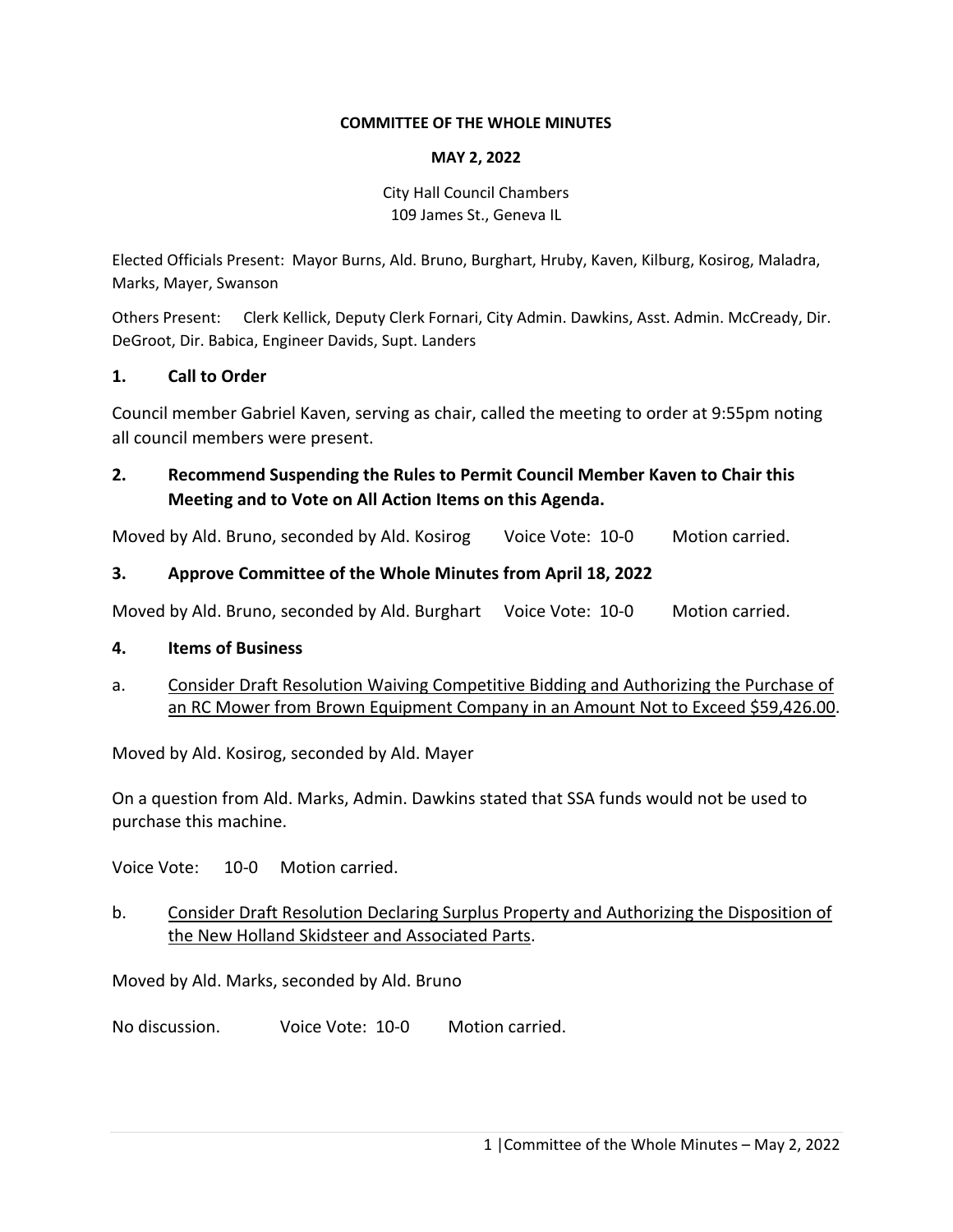**COMMITTEE OF THE WHOLE MINUTES**

**MAY 2, 2022**

City Hall Council Chambers
109 James St., Geneva IL

Elected Officials Present: Mayor Burns, Ald. Bruno, Burghart, Hruby, Kaven, Kilburg, Kosirog, Maladra, Marks, Mayer, Swanson

Others Present: Clerk Kellick, Deputy Clerk Fornari, City Admin. Dawkins, Asst. Admin. McCready, Dir. DeGroot, Dir. Babica, Engineer Davids, Supt. Landers

## 1. Call to Order

Council member Gabriel Kaven, serving as chair, called the meeting to order at 9:55pm noting all council members were present.

## 2. Recommend Suspending the Rules to Permit Council Member Kaven to Chair this Meeting and to Vote on All Action Items on this Agenda.

Moved by Ald. Bruno, seconded by Ald. Kosirog Voice Vote: 10-0 Motion carried.

## 3. Approve Committee of the Whole Minutes from April 18, 2022

Moved by Ald. Bruno, seconded by Ald. Burghart Voice Vote: 10-0 Motion carried.

## 4. Items of Business

a. Consider Draft Resolution Waiving Competitive Bidding and Authorizing the Purchase of an RC Mower from Brown Equipment Company in an Amount Not to Exceed $59,426.00.

Moved by Ald. Kosirog, seconded by Ald. Mayer

On a question from Ald. Marks, Admin. Dawkins stated that SSA funds would not be used to purchase this machine.

Voice Vote: 10-0 Motion carried.

b. Consider Draft Resolution Declaring Surplus Property and Authorizing the Disposition of the New Holland Skidsteer and Associated Parts.

Moved by Ald. Marks, seconded by Ald. Bruno

No discussion. Voice Vote: 10-0 Motion carried.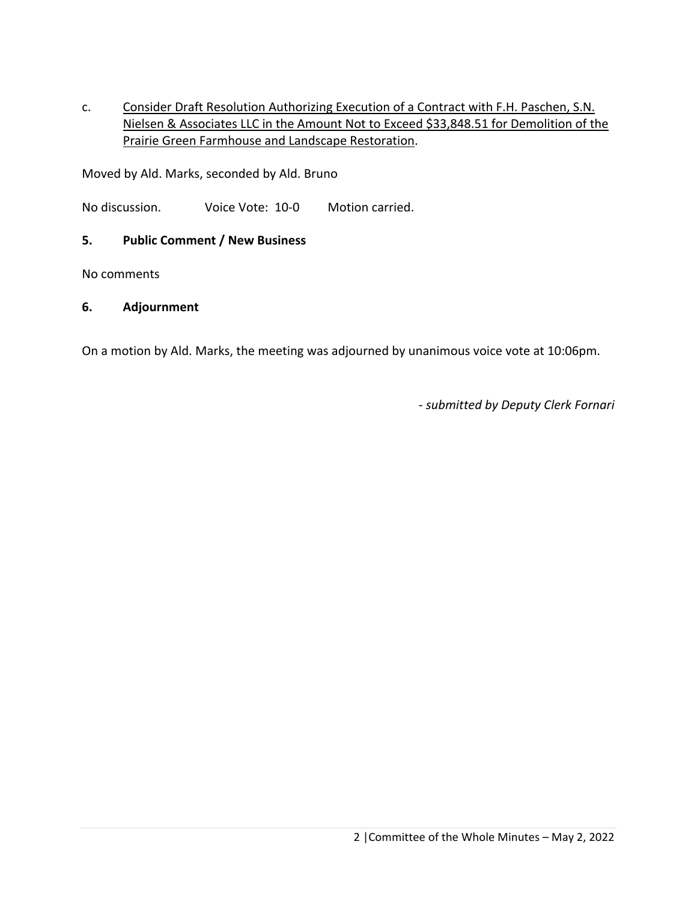c. Consider Draft Resolution Authorizing Execution of a Contract with F.H. Paschen, S.N. Nielsen & Associates LLC in the Amount Not to Exceed $33,848.51 for Demolition of the Prairie Green Farmhouse and Landscape Restoration.

Moved by Ald. Marks, seconded by Ald. Bruno

No discussion. Voice Vote: 10-0 Motion carried.

**5. Public Comment / New Business**

No comments

**6. Adjournment**

On a motion by Ald. Marks, the meeting was adjourned by unanimous voice vote at 10:06pm.

*- submitted by Deputy Clerk Fornari*